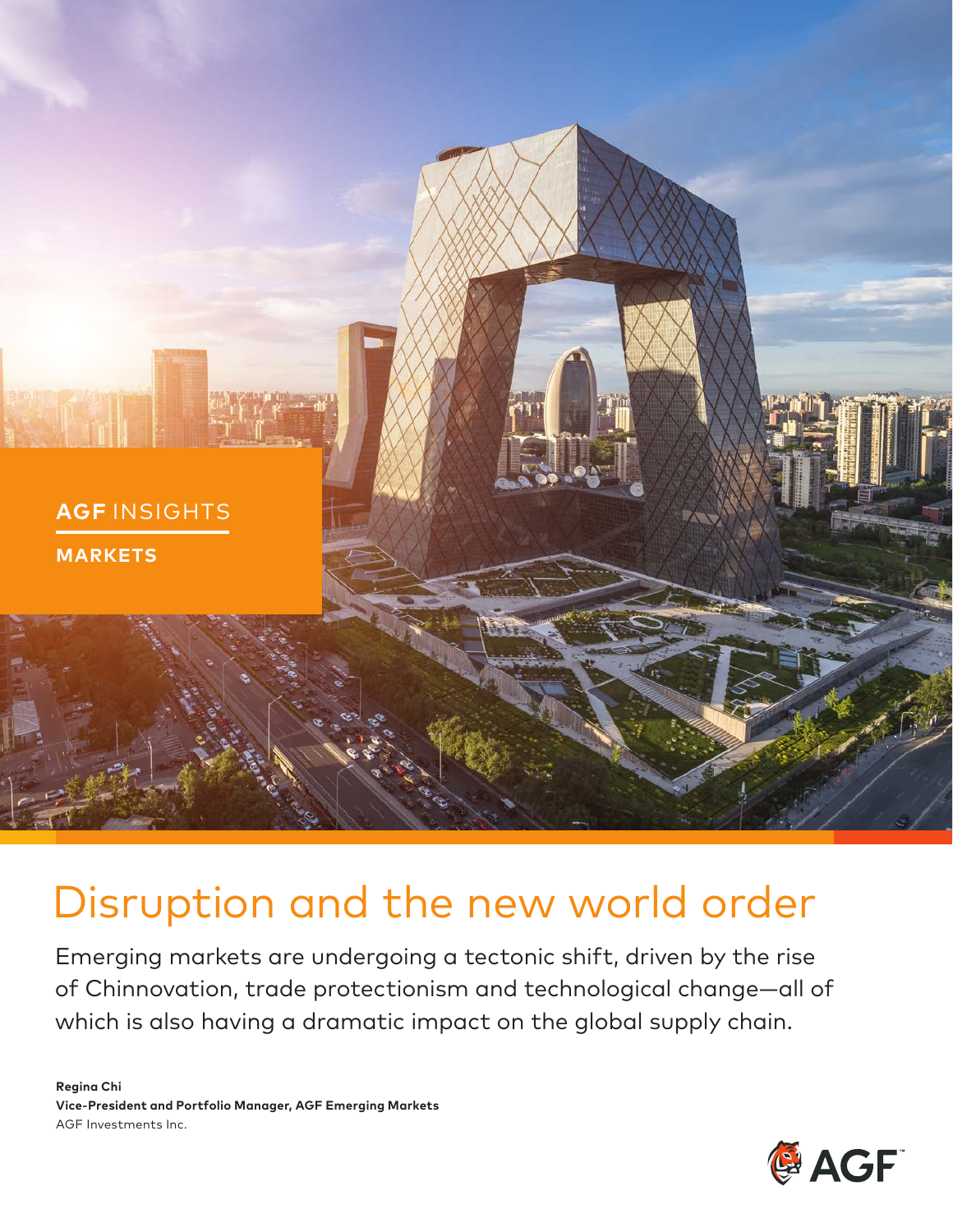AGF INSIGHTS

MARKETS

# Disruption and the new world order

Emerging markets are undergoing a tectonic shift, driven by the rise of Chinnovation, trade protectionism and technological change—all of which is also having a dramatic impact on the global supply chain.

**Regina Chi**
**Vice-President and Portfolio Manager, AGF Emerging Markets**
AGF Investments Inc.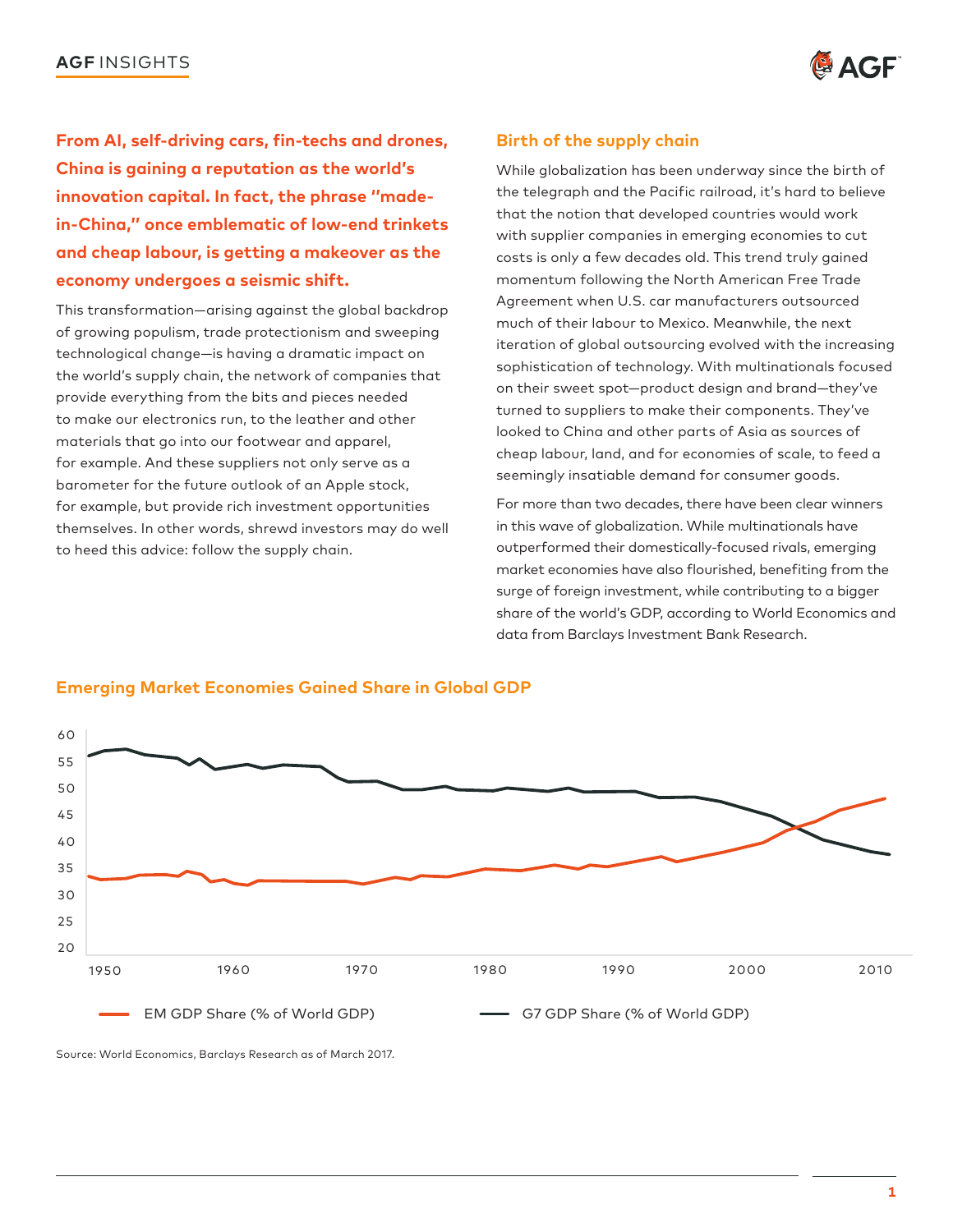**From AI, self-driving cars, fin-techs and drones, China is gaining a reputation as the world's innovation capital. In fact, the phrase "made-in-China," once emblematic of low-end trinkets and cheap labour, is getting a makeover as the economy undergoes a seismic shift.**

This transformation—arising against the global backdrop of growing populism, trade protectionism and sweeping technological change—is having a dramatic impact on the world's supply chain, the network of companies that provide everything from the bits and pieces needed to make our electronics run, to the leather and other materials that go into our footwear and apparel, for example. And these suppliers not only serve as a barometer for the future outlook of an Apple stock, for example, but provide rich investment opportunities themselves. In other words, shrewd investors may do well to heed this advice: follow the supply chain.

## Birth of the supply chain

While globalization has been underway since the birth of the telegraph and the Pacific railroad, it's hard to believe that the notion that developed countries would work with supplier companies in emerging economies to cut costs is only a few decades old. This trend truly gained momentum following the North American Free Trade Agreement when U.S. car manufacturers outsourced much of their labour to Mexico. Meanwhile, the next iteration of global outsourcing evolved with the increasing sophistication of technology. With multinationals focused on their sweet spot—product design and brand—they've turned to suppliers to make their components. They've looked to China and other parts of Asia as sources of cheap labour, land, and for economies of scale, to feed a seemingly insatiable demand for consumer goods.

For more than two decades, there have been clear winners in this wave of globalization. While multinationals have outperformed their domestically-focused rivals, emerging market economies have also flourished, benefiting from the surge of foreign investment, while contributing to a bigger share of the world's GDP, according to World Economics and data from Barclays Investment Bank Research.

### Emerging Market Economies Gained Share in Global GDP

EM GDP Share (% of World GDP) — G7 GDP Share (% of World GDP)

Source: World Economics, Barclays Research as of March 2017.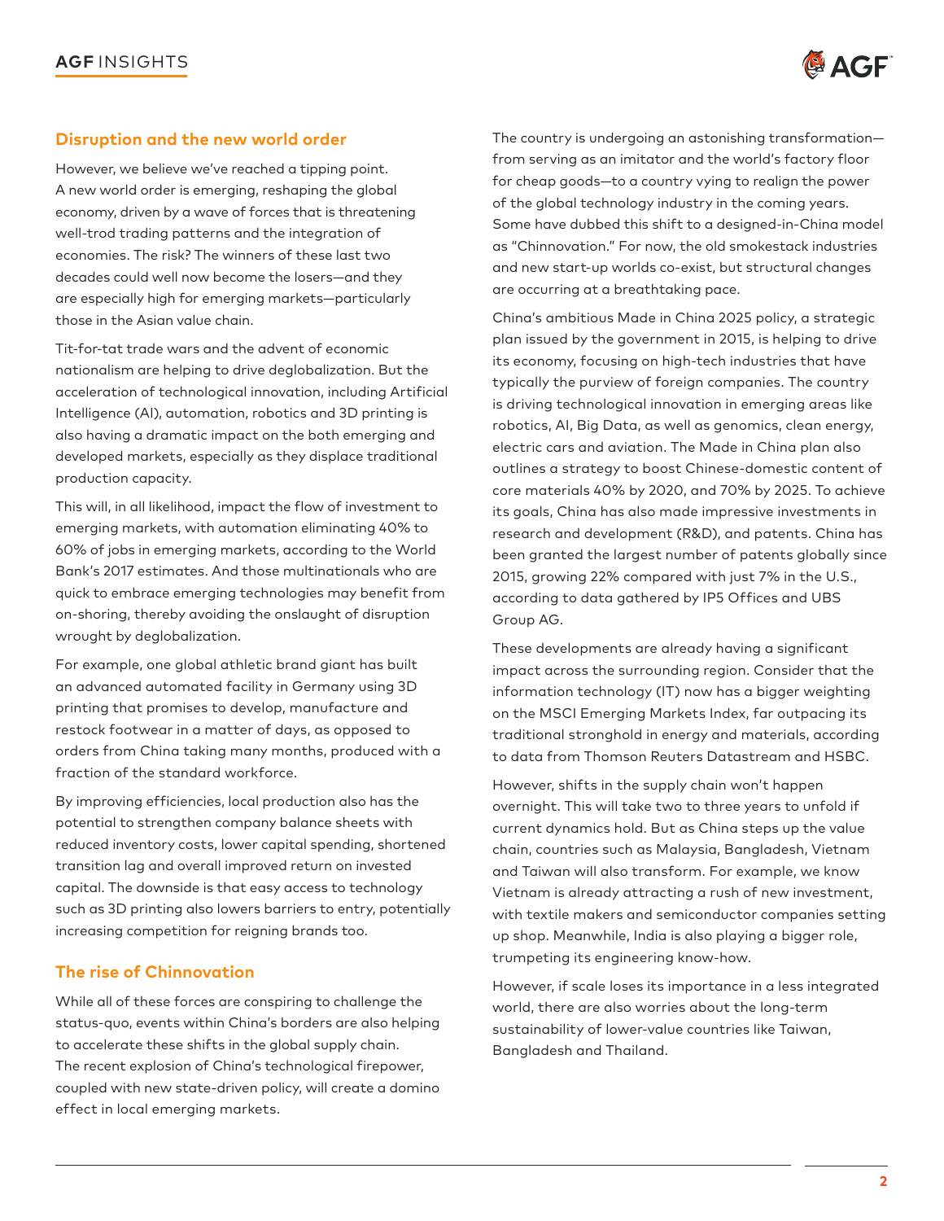## Disruption and the new world order

However, we believe we've reached a tipping point. A new world order is emerging, reshaping the global economy, driven by a wave of forces that is threatening well-trod trading patterns and the integration of economies. The risk? The winners of these last two decades could well now become the losers—and they are especially high for emerging markets—particularly those in the Asian value chain.

Tit-for-tat trade wars and the advent of economic nationalism are helping to drive deglobalization. But the acceleration of technological innovation, including Artificial Intelligence (AI), automation, robotics and 3D printing is also having a dramatic impact on the both emerging and developed markets, especially as they displace traditional production capacity.

This will, in all likelihood, impact the flow of investment to emerging markets, with automation eliminating 40% to 60% of jobs in emerging markets, according to the World Bank's 2017 estimates. And those multinationals who are quick to embrace emerging technologies may benefit from on-shoring, thereby avoiding the onslaught of disruption wrought by deglobalization.

For example, one global athletic brand giant has built an advanced automated facility in Germany using 3D printing that promises to develop, manufacture and restock footwear in a matter of days, as opposed to orders from China taking many months, produced with a fraction of the standard workforce.

By improving efficiencies, local production also has the potential to strengthen company balance sheets with reduced inventory costs, lower capital spending, shortened transition lag and overall improved return on invested capital. The downside is that easy access to technology such as 3D printing also lowers barriers to entry, potentially increasing competition for reigning brands too.

## The rise of Chinnovation

While all of these forces are conspiring to challenge the status-quo, events within China's borders are also helping to accelerate these shifts in the global supply chain. The recent explosion of China's technological firepower, coupled with new state-driven policy, will create a domino effect in local emerging markets.

The country is undergoing an astonishing transformation—from serving as an imitator and the world's factory floor for cheap goods—to a country vying to realign the power of the global technology industry in the coming years. Some have dubbed this shift to a designed-in-China model as "Chinnovation." For now, the old smokestack industries and new start-up worlds co-exist, but structural changes are occurring at a breathtaking pace.

China's ambitious Made in China 2025 policy, a strategic plan issued by the government in 2015, is helping to drive its economy, focusing on high-tech industries that have typically the purview of foreign companies. The country is driving technological innovation in emerging areas like robotics, AI, Big Data, as well as genomics, clean energy, electric cars and aviation. The Made in China plan also outlines a strategy to boost Chinese-domestic content of core materials 40% by 2020, and 70% by 2025. To achieve its goals, China has also made impressive investments in research and development (R&D), and patents. China has been granted the largest number of patents globally since 2015, growing 22% compared with just 7% in the U.S., according to data gathered by IP5 Offices and UBS Group AG.

These developments are already having a significant impact across the surrounding region. Consider that the information technology (IT) now has a bigger weighting on the MSCI Emerging Markets Index, far outpacing its traditional stronghold in energy and materials, according to data from Thomson Reuters Datastream and HSBC.

However, shifts in the supply chain won't happen overnight. This will take two to three years to unfold if current dynamics hold. But as China steps up the value chain, countries such as Malaysia, Bangladesh, Vietnam and Taiwan will also transform. For example, we know Vietnam is already attracting a rush of new investment, with textile makers and semiconductor companies setting up shop. Meanwhile, India is also playing a bigger role, trumpeting its engineering know-how.

However, if scale loses its importance in a less integrated world, there are also worries about the long-term sustainability of lower-value countries like Taiwan, Bangladesh and Thailand.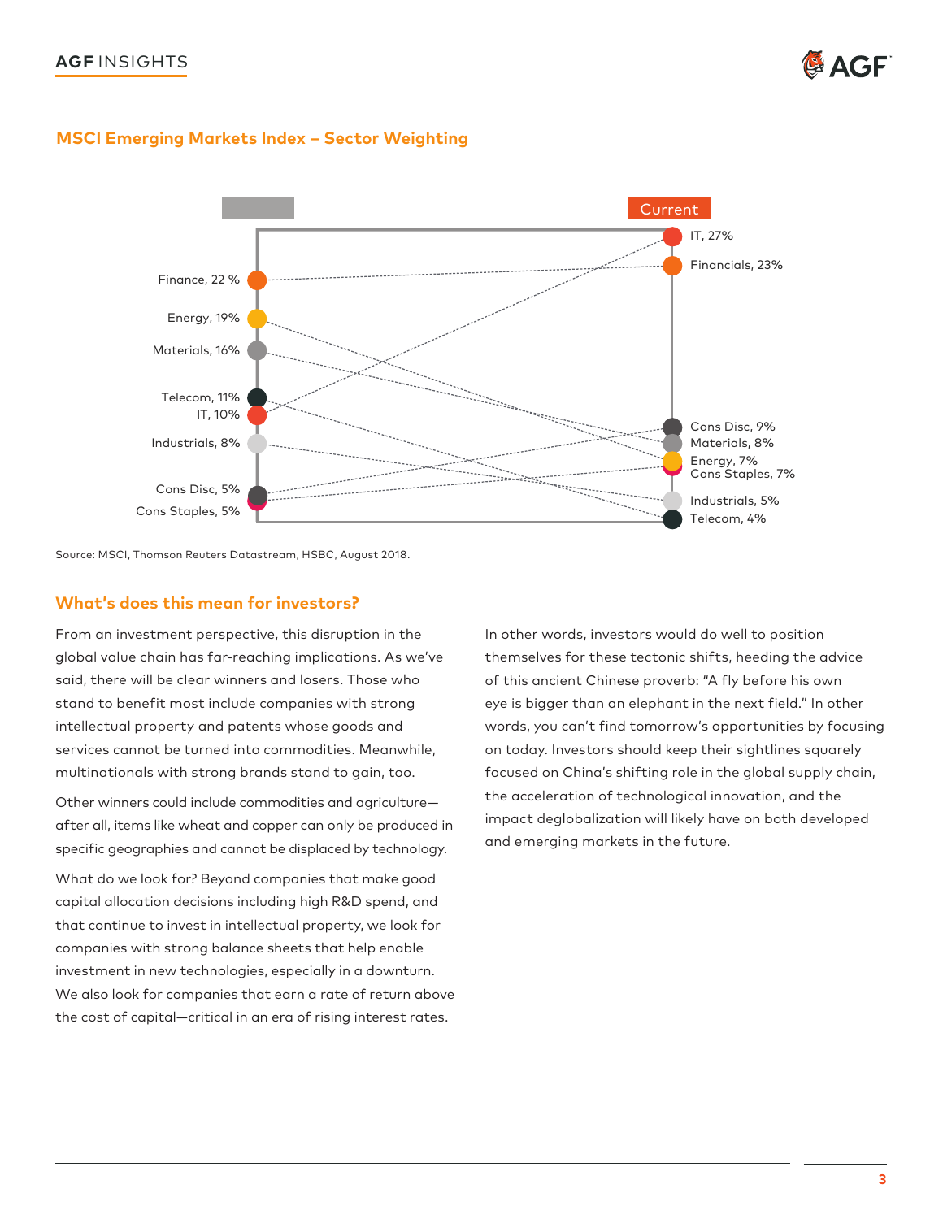## MSCI Emerging Markets Index – Sector Weighting

| | Current |
|---|---|
| Finance, 22 % | IT, 27% |
| Energy, 19% | Financials, 23% |
| Materials, 16% | Cons Disc, 9% |
| Telecom, 11% | Materials, 8% |
| IT, 10% | Energy, 7% |
| Industrials, 8% | Cons Staples, 7% |
| Cons Disc, 5% | Industrials, 5% |
| Cons Staples, 5% | Telecom, 4% |

Source: MSCI, Thomson Reuters Datastream, HSBC, August 2018.

## What's does this mean for investors?

From an investment perspective, this disruption in the global value chain has far-reaching implications. As we've said, there will be clear winners and losers. Those who stand to benefit most include companies with strong intellectual property and patents whose goods and services cannot be turned into commodities. Meanwhile, multinationals with strong brands stand to gain, too.

Other winners could include commodities and agriculture—after all, items like wheat and copper can only be produced in specific geographies and cannot be displaced by technology.

What do we look for? Beyond companies that make good capital allocation decisions including high R&D spend, and that continue to invest in intellectual property, we look for companies with strong balance sheets that help enable investment in new technologies, especially in a downturn. We also look for companies that earn a rate of return above the cost of capital—critical in an era of rising interest rates.

In other words, investors would do well to position themselves for these tectonic shifts, heeding the advice of this ancient Chinese proverb: "A fly before his own eye is bigger than an elephant in the next field." In other words, you can't find tomorrow's opportunities by focusing on today. Investors should keep their sightlines squarely focused on China's shifting role in the global supply chain, the acceleration of technological innovation, and the impact deglobalization will likely have on both developed and emerging markets in the future.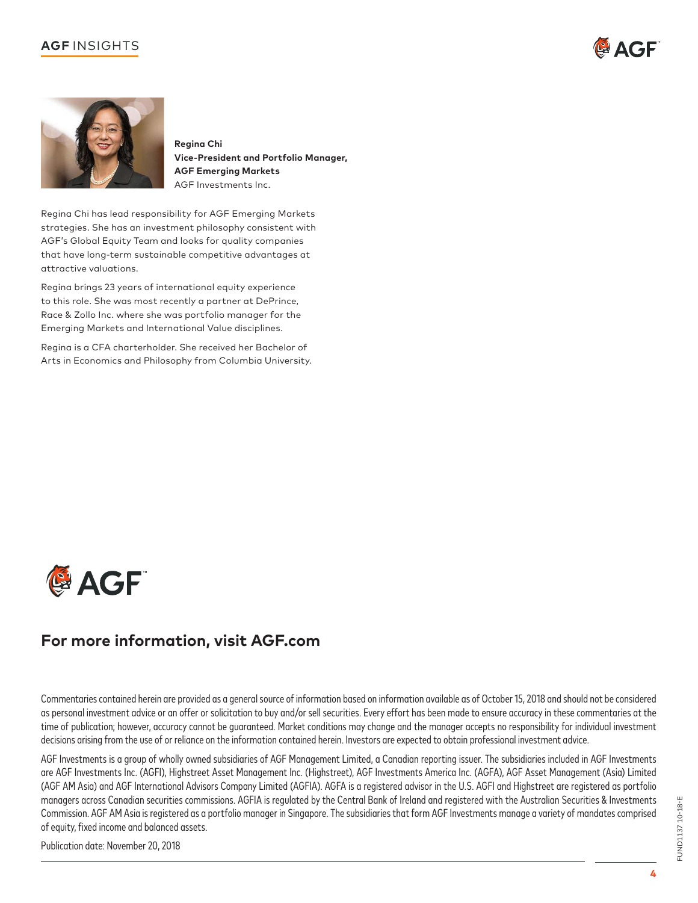**Regina Chi**
**Vice-President and Portfolio Manager, AGF Emerging Markets**
AGF Investments Inc.

Regina Chi has lead responsibility for AGF Emerging Markets strategies. She has an investment philosophy consistent with AGF's Global Equity Team and looks for quality companies that have long-term sustainable competitive advantages at attractive valuations.

Regina brings 23 years of international equity experience to this role. She was most recently a partner at DePrince, Race & Zollo Inc. where she was portfolio manager for the Emerging Markets and International Value disciplines.

Regina is a CFA charterholder. She received her Bachelor of Arts in Economics and Philosophy from Columbia University.

## For more information, visit AGF.com

Commentaries contained herein are provided as a general source of information based on information available as of October 15, 2018 and should not be considered as personal investment advice or an offer or solicitation to buy and/or sell securities. Every effort has been made to ensure accuracy in these commentaries at the time of publication; however, accuracy cannot be guaranteed. Market conditions may change and the manager accepts no responsibility for individual investment decisions arising from the use of or reliance on the information contained herein. Investors are expected to obtain professional investment advice.

AGF Investments is a group of wholly owned subsidiaries of AGF Management Limited, a Canadian reporting issuer. The subsidiaries included in AGF Investments are AGF Investments Inc. (AGFI), Highstreet Asset Management Inc. (Highstreet), AGF Investments America Inc. (AGFA), AGF Asset Management (Asia) Limited (AGF AM Asia) and AGF International Advisors Company Limited (AGFIA). AGFA is a registered advisor in the U.S. AGFI and Highstreet are registered as portfolio managers across Canadian securities commissions. AGFIA is regulated by the Central Bank of Ireland and registered with the Australian Securities & Investments Commission. AGF AM Asia is registered as a portfolio manager in Singapore. The subsidiaries that form AGF Investments manage a variety of mandates comprised of equity, fixed income and balanced assets.

Publication date: November 20, 2018

FUND1137 10-18-E